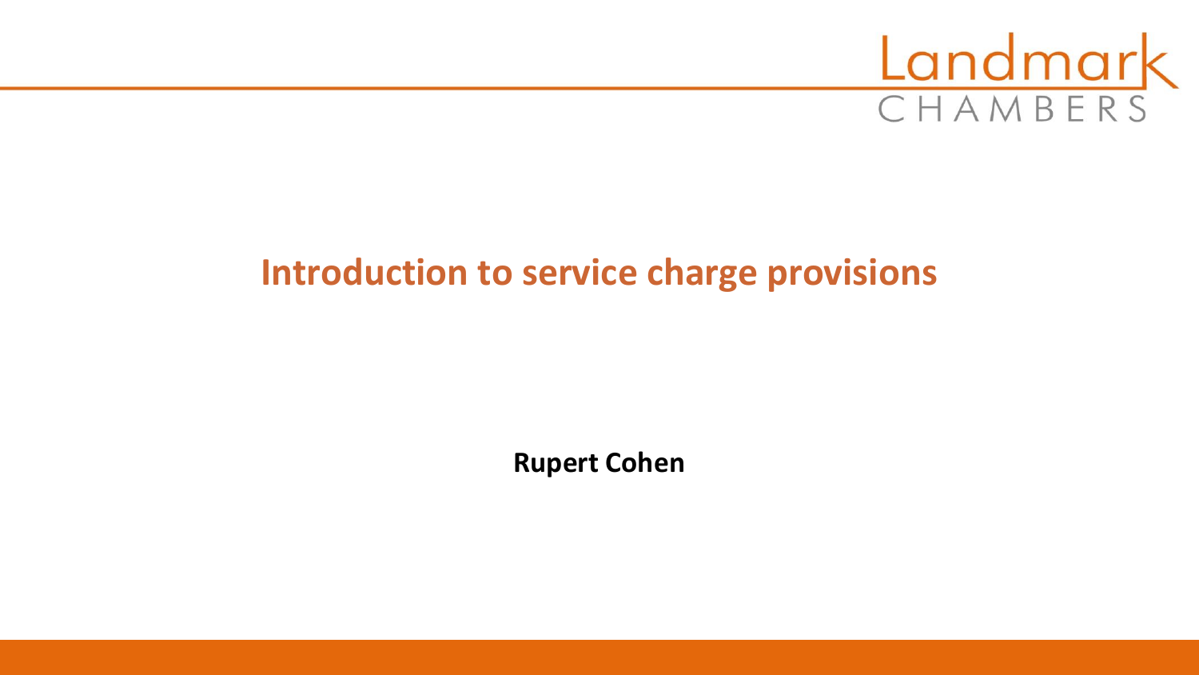Landmark
CHAMBERS

# Introduction to service charge provisions

**Rupert Cohen**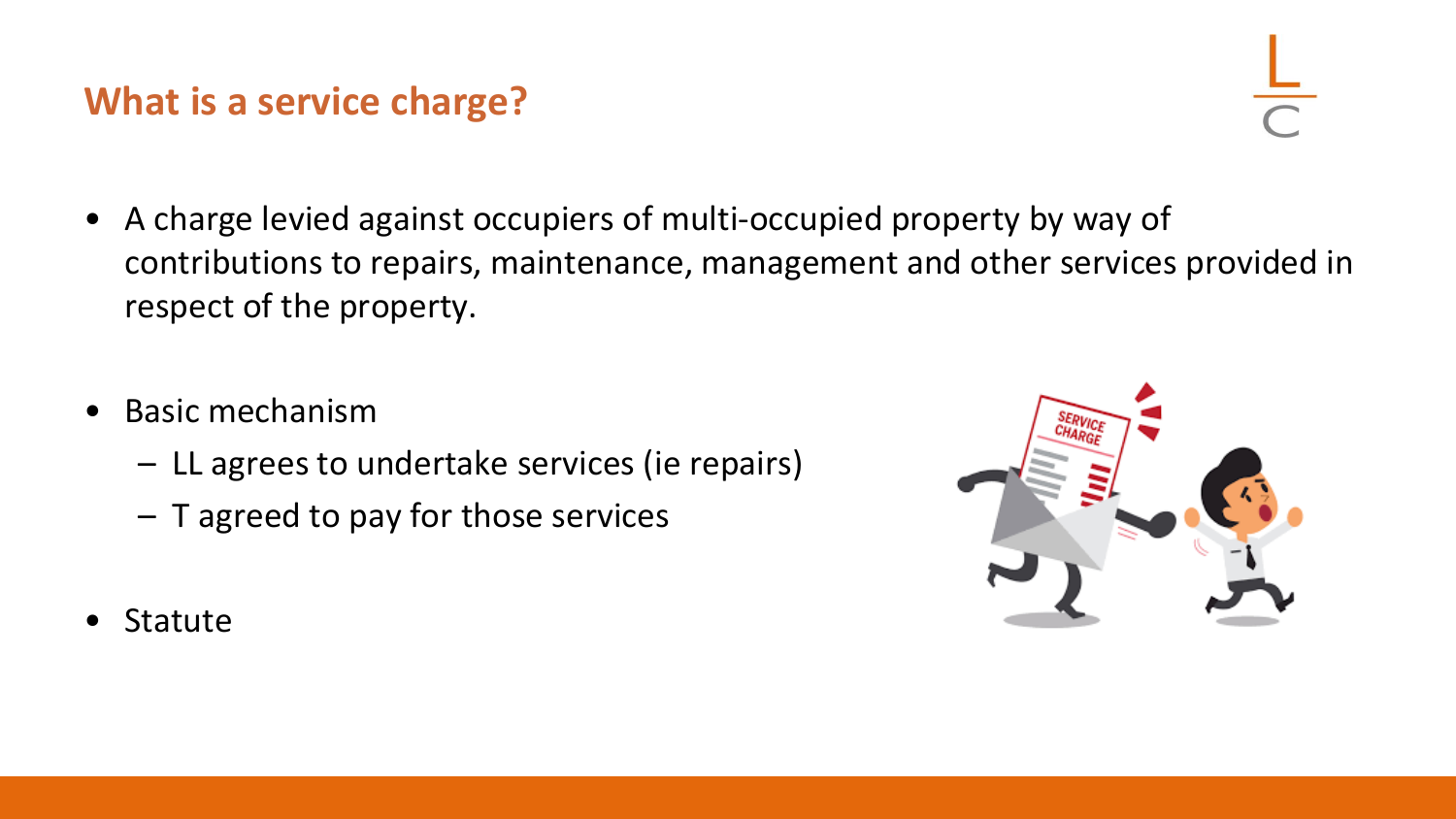## What is a service charge?

- A charge levied against occupiers of multi-occupied property by way of contributions to repairs, maintenance, management and other services provided in respect of the property.

- Basic mechanism
  - LL agrees to undertake services (ie repairs)
  - T agreed to pay for those services

- Statute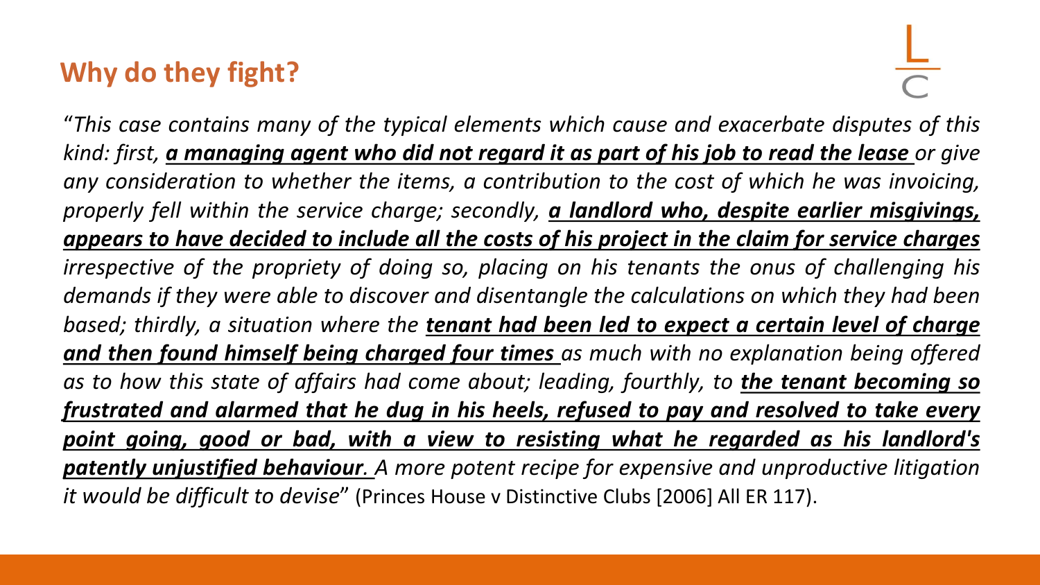## Why do they fight?

"*This case contains many of the typical elements which cause and exacerbate disputes of this kind: first, **<u>a managing agent who did not regard it as part of his job to read the lease</u>** or give any consideration to whether the items, a contribution to the cost of which he was invoicing, properly fell within the service charge; secondly, **<u>a landlord who, despite earlier misgivings, appears to have decided to include all the costs of his project in the claim for service charges</u>** irrespective of the propriety of doing so, placing on his tenants the onus of challenging his demands if they were able to discover and disentangle the calculations on which they had been based; thirdly, a situation where the **<u>tenant had been led to expect a certain level of charge and then found himself being charged four times</u>** as much with no explanation being offered as to how this state of affairs had come about; leading, fourthly, to **<u>the tenant becoming so frustrated and alarmed that he dug in his heels, refused to pay and resolved to take every point going, good or bad, with a view to resisting what he regarded as his landlord's patently unjustified behaviour</u>**. A more potent recipe for expensive and unproductive litigation it would be difficult to devise*" (Princes House v Distinctive Clubs [2006] All ER 117).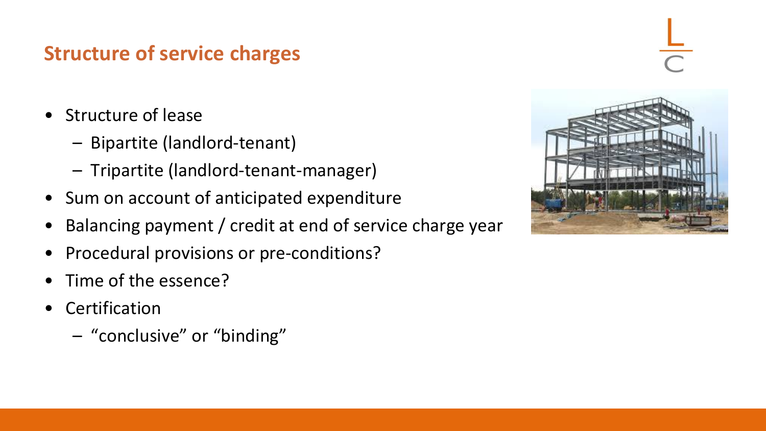## Structure of service charges

- Structure of lease
  - Bipartite (landlord-tenant)
  - Tripartite (landlord-tenant-manager)
- Sum on account of anticipated expenditure
- Balancing payment / credit at end of service charge year
- Procedural provisions or pre-conditions?
- Time of the essence?
- Certification
  - "conclusive" or "binding"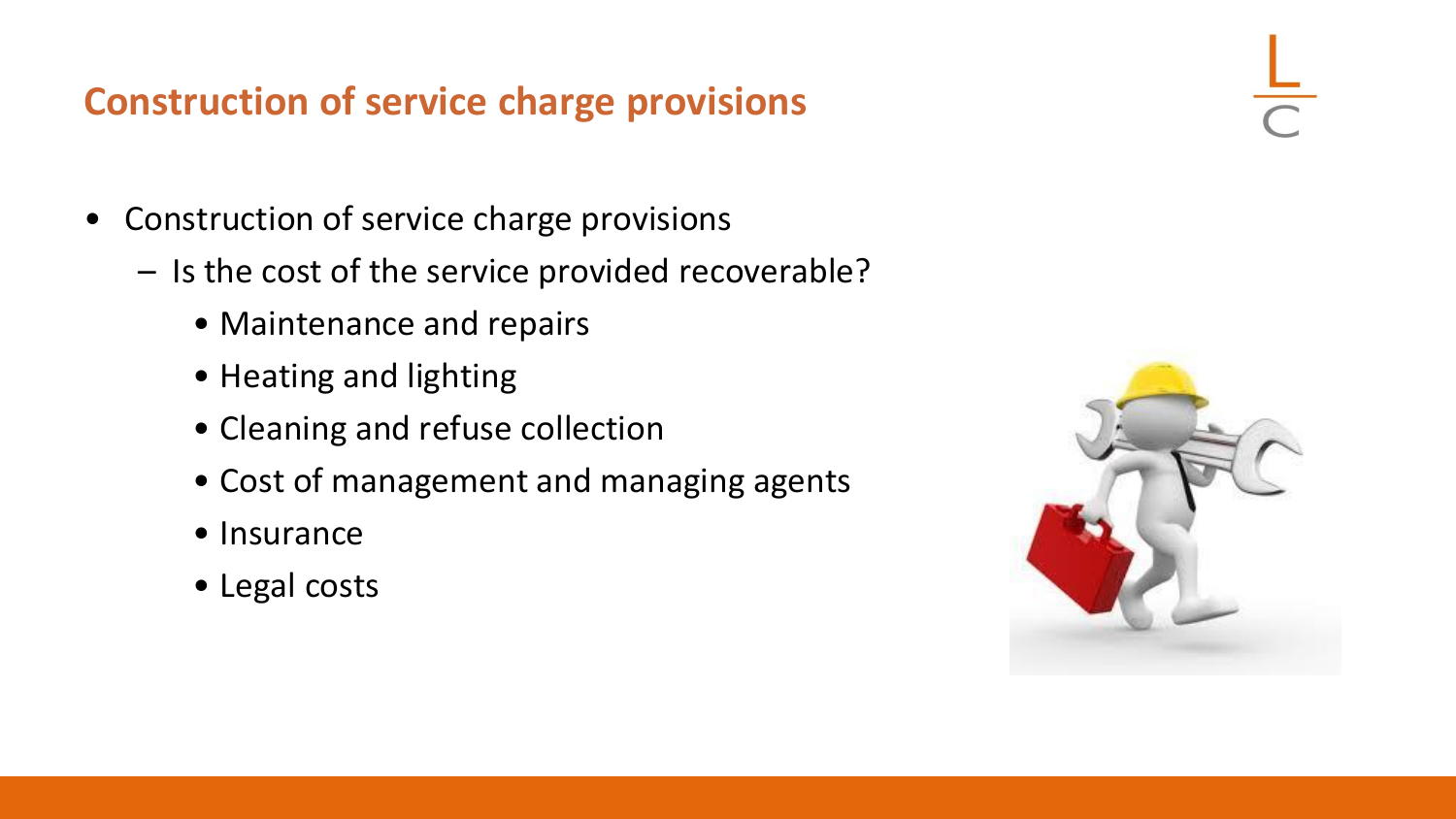## Construction of service charge provisions

- Construction of service charge provisions
  - Is the cost of the service provided recoverable?
    - Maintenance and repairs
    - Heating and lighting
    - Cleaning and refuse collection
    - Cost of management and managing agents
    - Insurance
    - Legal costs